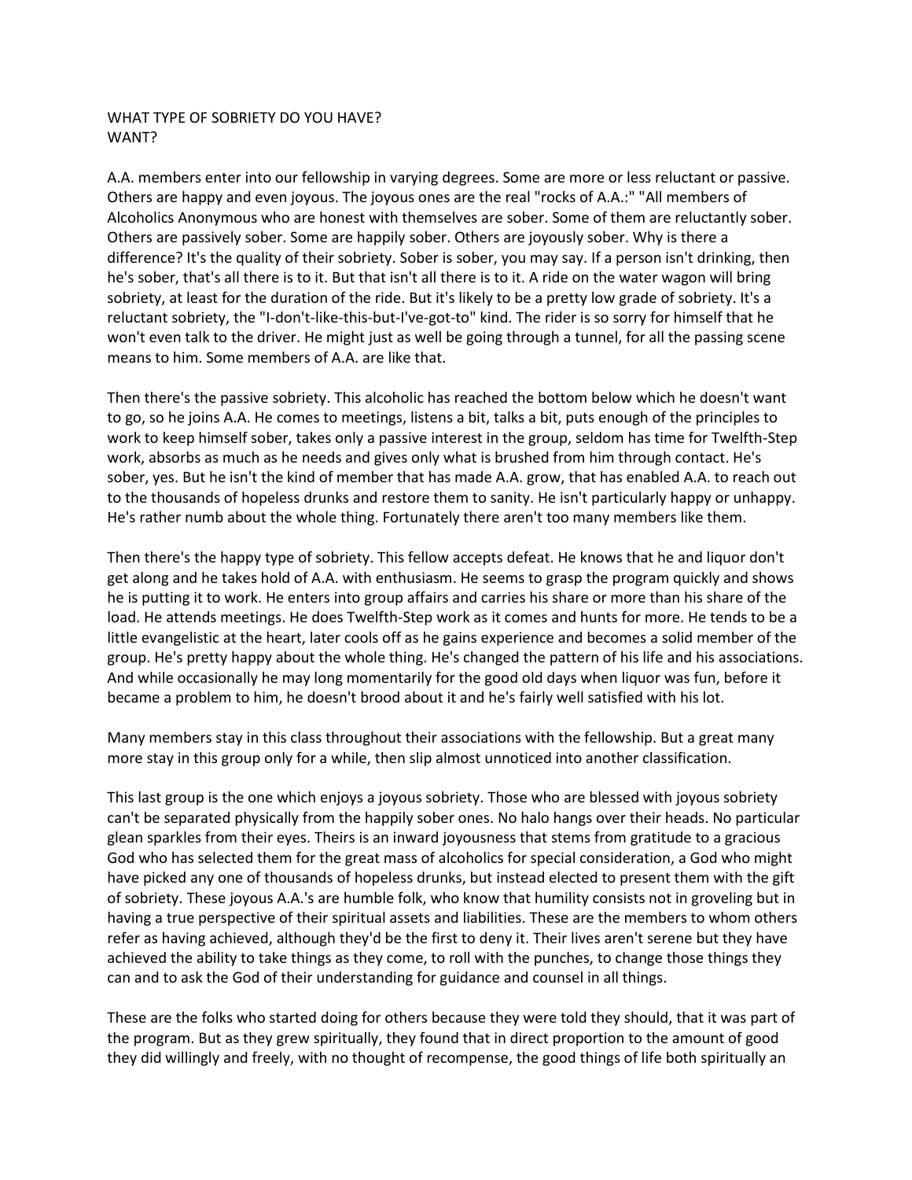WHAT TYPE OF SOBRIETY DO YOU HAVE?
WANT?

A.A. members enter into our fellowship in varying degrees. Some are more or less reluctant or passive. Others are happy and even joyous. The joyous ones are the real "rocks of A.A.:" "All members of Alcoholics Anonymous who are honest with themselves are sober. Some of them are reluctantly sober. Others are passively sober. Some are happily sober. Others are joyously sober. Why is there a difference? It's the quality of their sobriety. Sober is sober, you may say. If a person isn't drinking, then he's sober, that's all there is to it. But that isn't all there is to it. A ride on the water wagon will bring sobriety, at least for the duration of the ride. But it's likely to be a pretty low grade of sobriety. It's a reluctant sobriety, the "I-don't-like-this-but-I've-got-to" kind. The rider is so sorry for himself that he won't even talk to the driver. He might just as well be going through a tunnel, for all the passing scene means to him. Some members of A.A. are like that.

Then there's the passive sobriety. This alcoholic has reached the bottom below which he doesn't want to go, so he joins A.A. He comes to meetings, listens a bit, talks a bit, puts enough of the principles to work to keep himself sober, takes only a passive interest in the group, seldom has time for Twelfth-Step work, absorbs as much as he needs and gives only what is brushed from him through contact. He's sober, yes. But he isn't the kind of member that has made A.A. grow, that has enabled A.A. to reach out to the thousands of hopeless drunks and restore them to sanity. He isn't particularly happy or unhappy. He's rather numb about the whole thing. Fortunately there aren't too many members like them.

Then there's the happy type of sobriety. This fellow accepts defeat. He knows that he and liquor don't get along and he takes hold of A.A. with enthusiasm. He seems to grasp the program quickly and shows he is putting it to work. He enters into group affairs and carries his share or more than his share of the load. He attends meetings. He does Twelfth-Step work as it comes and hunts for more. He tends to be a little evangelistic at the heart, later cools off as he gains experience and becomes a solid member of the group. He's pretty happy about the whole thing. He's changed the pattern of his life and his associations. And while occasionally he may long momentarily for the good old days when liquor was fun, before it became a problem to him, he doesn't brood about it and he's fairly well satisfied with his lot.

Many members stay in this class throughout their associations with the fellowship. But a great many more stay in this group only for a while, then slip almost unnoticed into another classification.

This last group is the one which enjoys a joyous sobriety. Those who are blessed with joyous sobriety can't be separated physically from the happily sober ones. No halo hangs over their heads. No particular glean sparkles from their eyes. Theirs is an inward joyousness that stems from gratitude to a gracious God who has selected them for the great mass of alcoholics for special consideration, a God who might have picked any one of thousands of hopeless drunks, but instead elected to present them with the gift of sobriety. These joyous A.A.'s are humble folk, who know that humility consists not in groveling but in having a true perspective of their spiritual assets and liabilities. These are the members to whom others refer as having achieved, although they'd be the first to deny it. Their lives aren't serene but they have achieved the ability to take things as they come, to roll with the punches, to change those things they can and to ask the God of their understanding for guidance and counsel in all things.

These are the folks who started doing for others because they were told they should, that it was part of the program. But as they grew spiritually, they found that in direct proportion to the amount of good they did willingly and freely, with no thought of recompense, the good things of life both spiritually an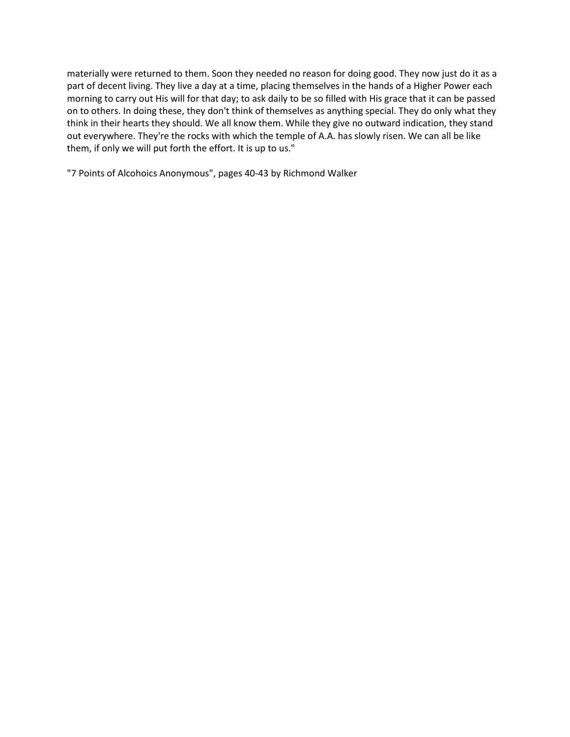materially were returned to them. Soon they needed no reason for doing good. They now just do it as a part of decent living. They live a day at a time, placing themselves in the hands of a Higher Power each morning to carry out His will for that day; to ask daily to be so filled with His grace that it can be passed on to others. In doing these, they don't think of themselves as anything special. They do only what they think in their hearts they should. We all know them. While they give no outward indication, they stand out everywhere. They're the rocks with which the temple of A.A. has slowly risen. We can all be like them, if only we will put forth the effort. It is up to us."

"7 Points of Alcohoics Anonymous", pages 40-43 by Richmond Walker